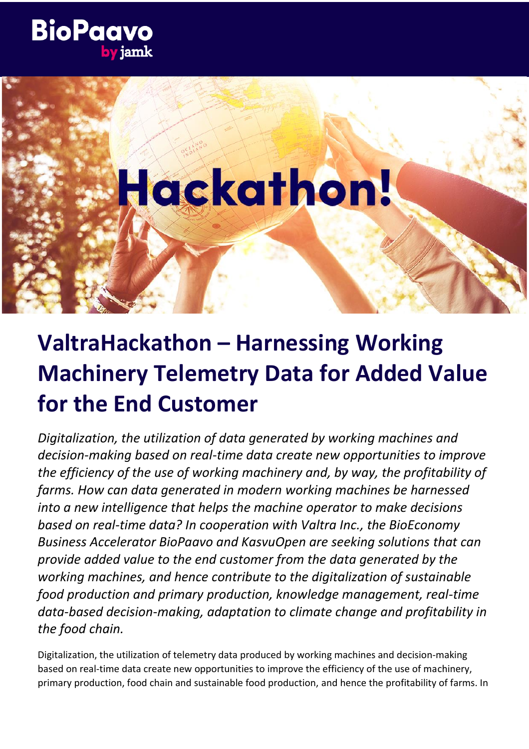BioPaavo by jamk

Hackathon!

# ValtraHackathon – Harnessing Working Machinery Telemetry Data for Added Value for the End Customer

*Digitalization, the utilization of data generated by working machines and decision-making based on real-time data create new opportunities to improve the efficiency of the use of working machinery and, by way, the profitability of farms. How can data generated in modern working machines be harnessed into a new intelligence that helps the machine operator to make decisions based on real-time data? In cooperation with Valtra Inc., the BioEconomy Business Accelerator BioPaavo and KasvuOpen are seeking solutions that can provide added value to the end customer from the data generated by the working machines, and hence contribute to the digitalization of sustainable food production and primary production, knowledge management, real-time data-based decision-making, adaptation to climate change and profitability in the food chain.*

Digitalization, the utilization of telemetry data produced by working machines and decision-making based on real-time data create new opportunities to improve the efficiency of the use of machinery, primary production, food chain and sustainable food production, and hence the profitability of farms. In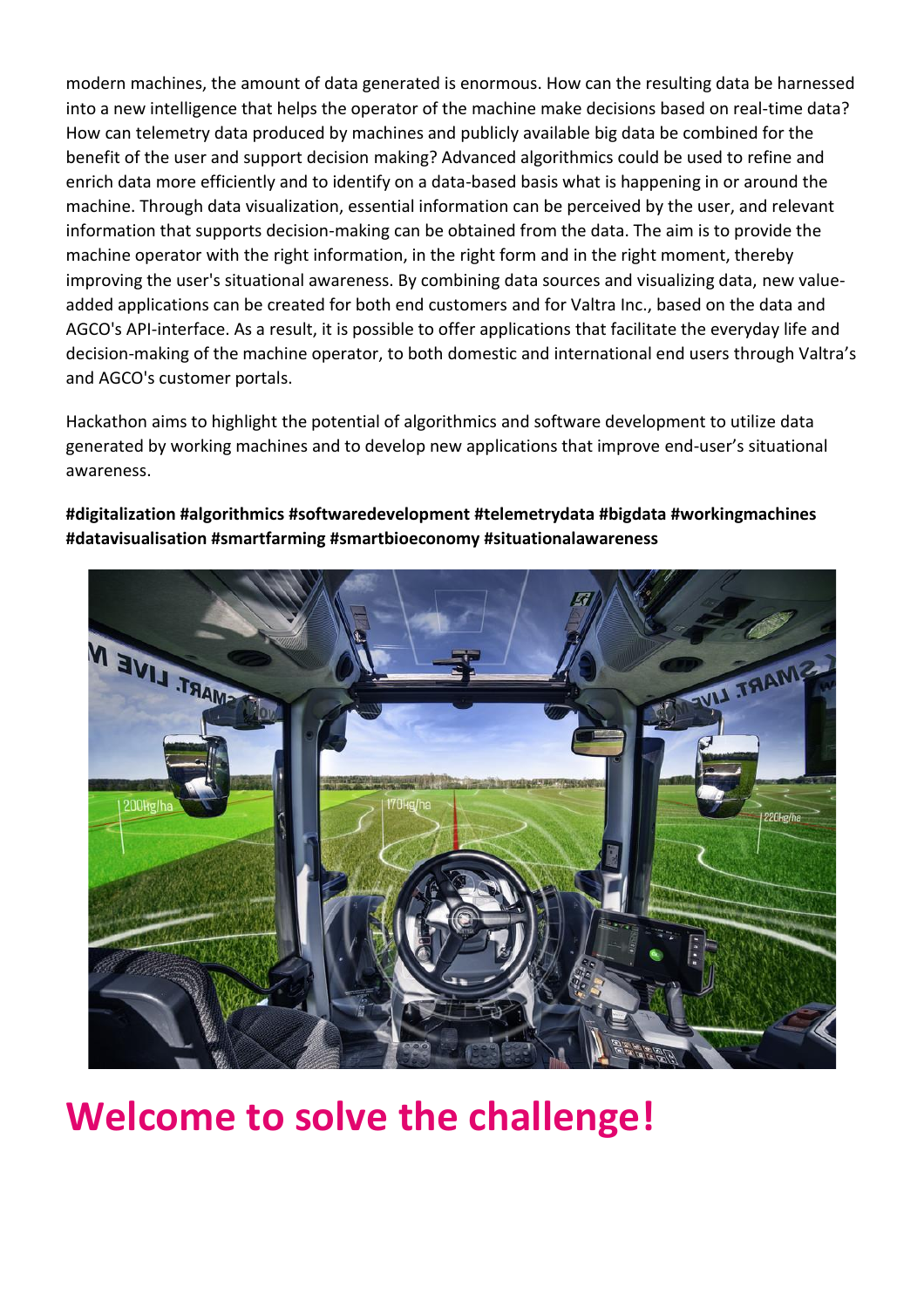modern machines, the amount of data generated is enormous. How can the resulting data be harnessed into a new intelligence that helps the operator of the machine make decisions based on real-time data? How can telemetry data produced by machines and publicly available big data be combined for the benefit of the user and support decision making? Advanced algorithmics could be used to refine and enrich data more efficiently and to identify on a data-based basis what is happening in or around the machine. Through data visualization, essential information can be perceived by the user, and relevant information that supports decision-making can be obtained from the data. The aim is to provide the machine operator with the right information, in the right form and in the right moment, thereby improving the user's situational awareness. By combining data sources and visualizing data, new value-added applications can be created for both end customers and for Valtra Inc., based on the data and AGCO's API-interface. As a result, it is possible to offer applications that facilitate the everyday life and decision-making of the machine operator, to both domestic and international end users through Valtra's and AGCO's customer portals.

Hackathon aims to highlight the potential of algorithmics and software development to utilize data generated by working machines and to develop new applications that improve end-user's situational awareness.

**#digitalization #algorithmics #softwaredevelopment #telemetrydata #bigdata #workingmachines #datavisualisation #smartfarming #smartbioeconomy #situationalawareness**

# Welcome to solve the challenge!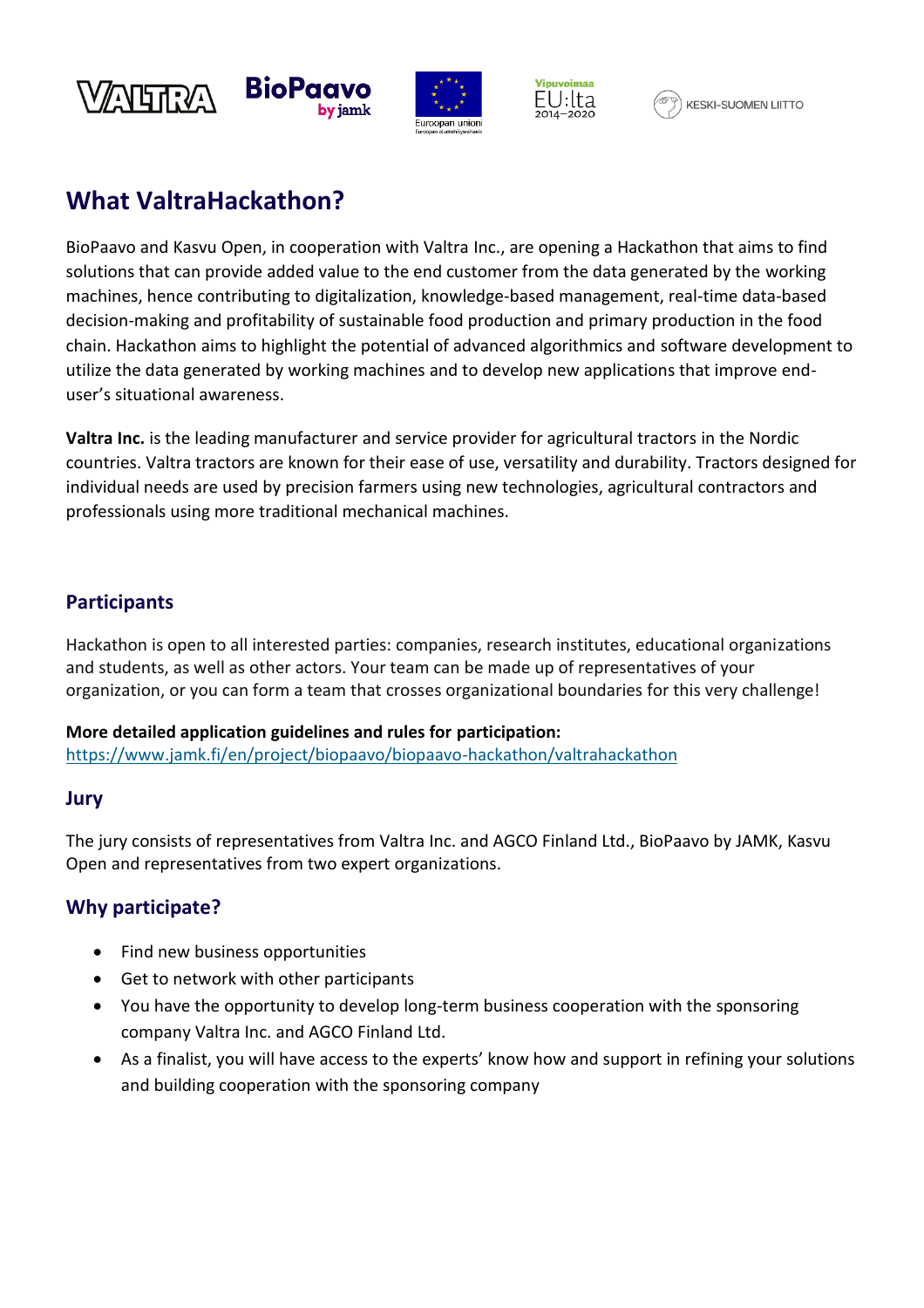# What ValtraHackathon?

BioPaavo and Kasvu Open, in cooperation with Valtra Inc., are opening a Hackathon that aims to find solutions that can provide added value to the end customer from the data generated by the working machines, hence contributing to digitalization, knowledge-based management, real-time data-based decision-making and profitability of sustainable food production and primary production in the food chain. Hackathon aims to highlight the potential of advanced algorithmics and software development to utilize the data generated by working machines and to develop new applications that improve end-user's situational awareness.

**Valtra Inc.** is the leading manufacturer and service provider for agricultural tractors in the Nordic countries. Valtra tractors are known for their ease of use, versatility and durability. Tractors designed for individual needs are used by precision farmers using new technologies, agricultural contractors and professionals using more traditional mechanical machines.

## Participants

Hackathon is open to all interested parties: companies, research institutes, educational organizations and students, as well as other actors. Your team can be made up of representatives of your organization, or you can form a team that crosses organizational boundaries for this very challenge!

**More detailed application guidelines and rules for participation:**
https://www.jamk.fi/en/project/biopaavo/biopaavo-hackathon/valtrahackathon

## Jury

The jury consists of representatives from Valtra Inc. and AGCO Finland Ltd., BioPaavo by JAMK, Kasvu Open and representatives from two expert organizations.

## Why participate?

- Find new business opportunities
- Get to network with other participants
- You have the opportunity to develop long-term business cooperation with the sponsoring company Valtra Inc. and AGCO Finland Ltd.
- As a finalist, you will have access to the experts' know how and support in refining your solutions and building cooperation with the sponsoring company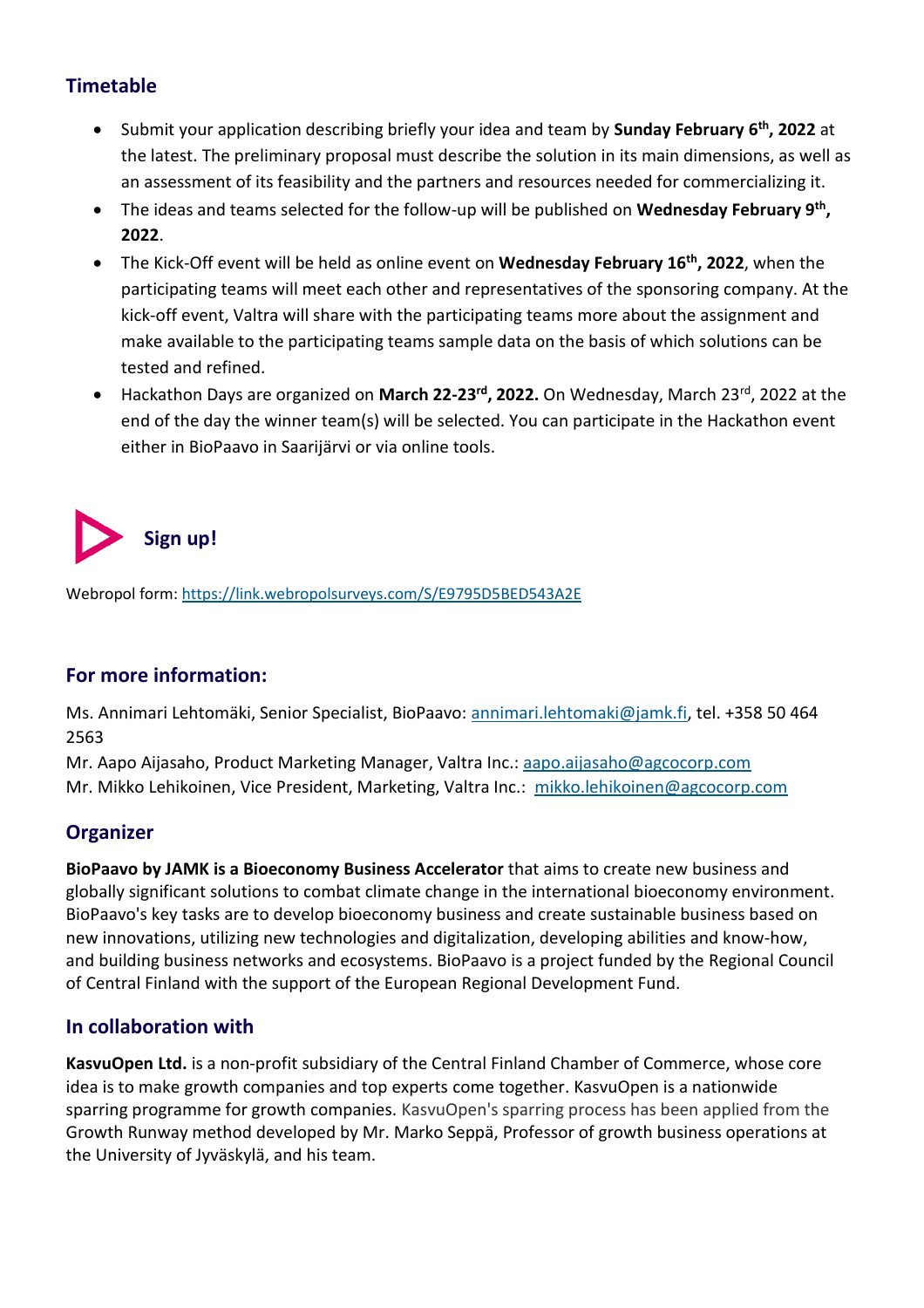## Timetable

- Submit your application describing briefly your idea and team by **Sunday February 6th, 2022** at the latest. The preliminary proposal must describe the solution in its main dimensions, as well as an assessment of its feasibility and the partners and resources needed for commercializing it.
- The ideas and teams selected for the follow-up will be published on **Wednesday February 9th, 2022**.
- The Kick-Off event will be held as online event on **Wednesday February 16th, 2022**, when the participating teams will meet each other and representatives of the sponsoring company. At the kick-off event, Valtra will share with the participating teams more about the assignment and make available to the participating teams sample data on the basis of which solutions can be tested and refined.
- Hackathon Days are organized on **March 22-23rd, 2022.** On Wednesday, March 23rd, 2022 at the end of the day the winner team(s) will be selected. You can participate in the Hackathon event either in BioPaavo in Saarijärvi or via online tools.

## Sign up!

Webropol form: https://link.webropolsurveys.com/S/E9795D5BED543A2E

## For more information:

Ms. Annimari Lehtomäki, Senior Specialist, BioPaavo: annimari.lehtomaki@jamk.fi, tel. +358 50 464 2563
Mr. Aapo Aijasaho, Product Marketing Manager, Valtra Inc.: aapo.aijasaho@agcocorp.com
Mr. Mikko Lehikoinen, Vice President, Marketing, Valtra Inc.: mikko.lehikoinen@agcocorp.com

## Organizer

**BioPaavo by JAMK is a Bioeconomy Business Accelerator** that aims to create new business and globally significant solutions to combat climate change in the international bioeconomy environment. BioPaavo's key tasks are to develop bioeconomy business and create sustainable business based on new innovations, utilizing new technologies and digitalization, developing abilities and know-how, and building business networks and ecosystems. BioPaavo is a project funded by the Regional Council of Central Finland with the support of the European Regional Development Fund.

## In collaboration with

**KasvuOpen Ltd.** is a non-profit subsidiary of the Central Finland Chamber of Commerce, whose core idea is to make growth companies and top experts come together. KasvuOpen is a nationwide sparring programme for growth companies. KasvuOpen's sparring process has been applied from the Growth Runway method developed by Mr. Marko Seppä, Professor of growth business operations at the University of Jyväskylä, and his team.